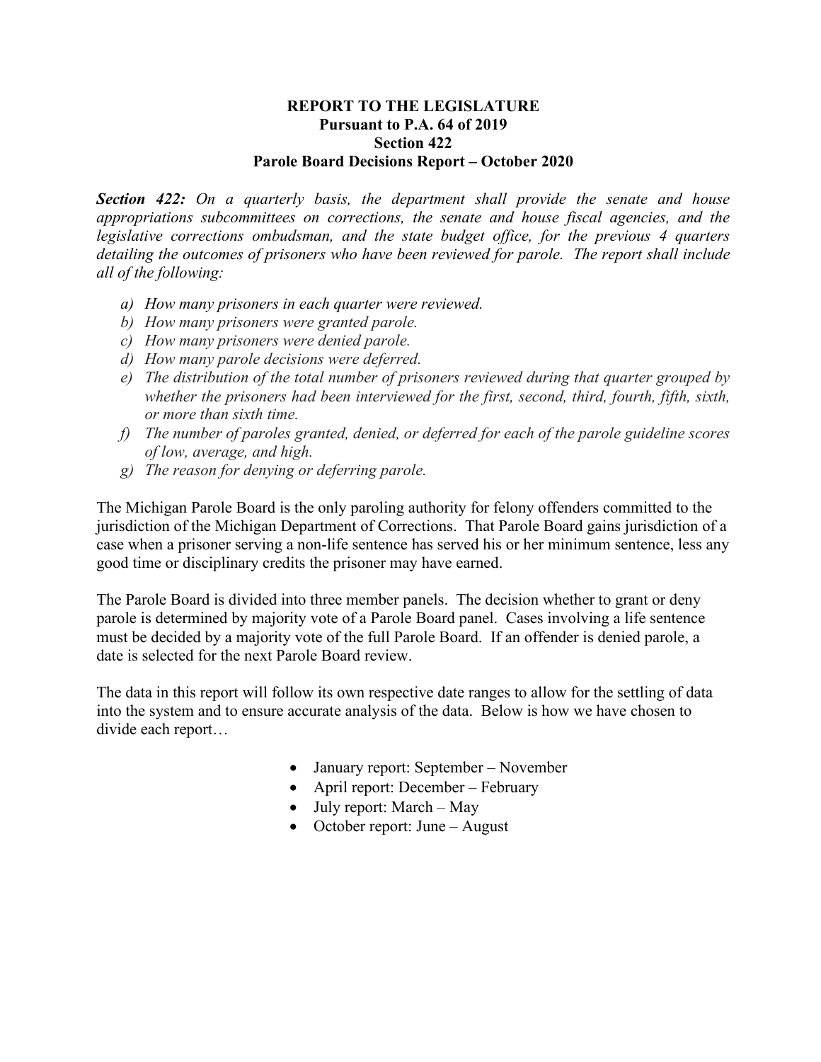# REPORT TO THE LEGISLATURE
## Pursuant to P.A. 64 of 2019
## Section 422
## Parole Board Decisions Report – October 2020

***Section 422:*** *On a quarterly basis, the department shall provide the senate and house appropriations subcommittees on corrections, the senate and house fiscal agencies, and the legislative corrections ombudsman, and the state budget office, for the previous 4 quarters detailing the outcomes of prisoners who have been reviewed for parole. The report shall include all of the following:*

- *a) How many prisoners in each quarter were reviewed.*
- *b) How many prisoners were granted parole.*
- *c) How many prisoners were denied parole.*
- *d) How many parole decisions were deferred.*
- *e) The distribution of the total number of prisoners reviewed during that quarter grouped by whether the prisoners had been interviewed for the first, second, third, fourth, fifth, sixth, or more than sixth time.*
- *f) The number of paroles granted, denied, or deferred for each of the parole guideline scores of low, average, and high.*
- *g) The reason for denying or deferring parole.*

The Michigan Parole Board is the only paroling authority for felony offenders committed to the jurisdiction of the Michigan Department of Corrections. That Parole Board gains jurisdiction of a case when a prisoner serving a non-life sentence has served his or her minimum sentence, less any good time or disciplinary credits the prisoner may have earned.

The Parole Board is divided into three member panels. The decision whether to grant or deny parole is determined by majority vote of a Parole Board panel. Cases involving a life sentence must be decided by a majority vote of the full Parole Board. If an offender is denied parole, a date is selected for the next Parole Board review.

The data in this report will follow its own respective date ranges to allow for the settling of data into the system and to ensure accurate analysis of the data. Below is how we have chosen to divide each report…

- January report: September – November
- April report: December – February
- July report: March – May
- October report: June – August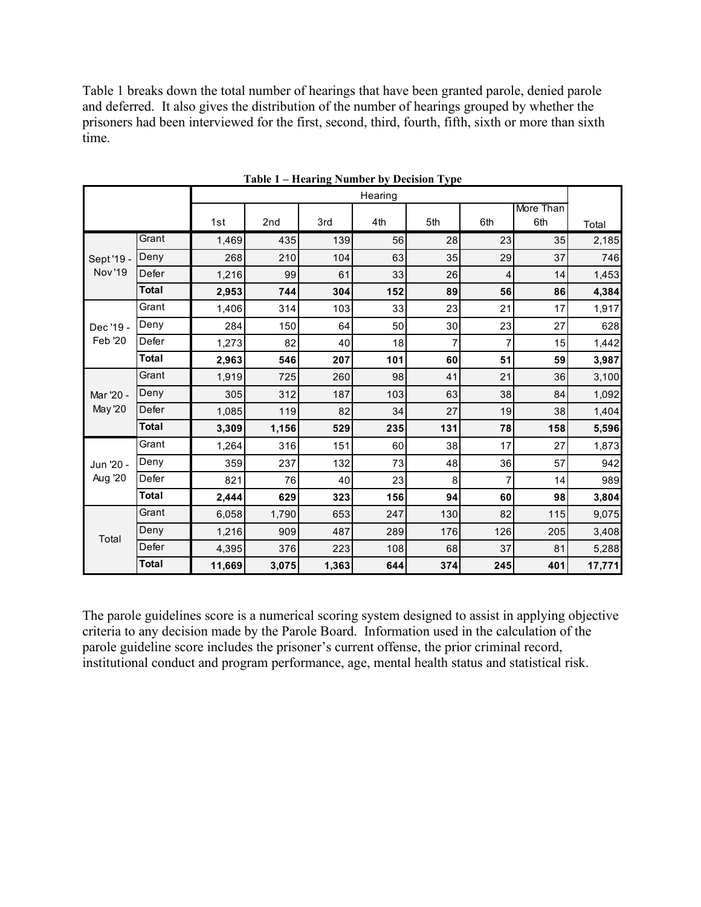Table 1 breaks down the total number of hearings that have been granted parole, denied parole and deferred. It also gives the distribution of the number of hearings grouped by whether the prisoners had been interviewed for the first, second, third, fourth, fifth, sixth or more than sixth time.

**Table 1 – Hearing Number by Decision Type**

| | | Hearing | | | | | | | |
|---|---|---|---|---|---|---|---|---|---|
| | | 1st | 2nd | 3rd | 4th | 5th | 6th | More Than 6th | Total |
| Sept '19 - Nov '19 | Grant | 1,469 | 435 | 139 | 56 | 28 | 23 | 35 | 2,185 |
| | Deny | 268 | 210 | 104 | 63 | 35 | 29 | 37 | 746 |
| | Defer | 1,216 | 99 | 61 | 33 | 26 | 4 | 14 | 1,453 |
| | **Total** | **2,953** | **744** | **304** | **152** | **89** | **56** | **86** | **4,384** |
| Dec '19 - Feb '20 | Grant | 1,406 | 314 | 103 | 33 | 23 | 21 | 17 | 1,917 |
| | Deny | 284 | 150 | 64 | 50 | 30 | 23 | 27 | 628 |
| | Defer | 1,273 | 82 | 40 | 18 | 7 | 7 | 15 | 1,442 |
| | **Total** | **2,963** | **546** | **207** | **101** | **60** | **51** | **59** | **3,987** |
| Mar '20 - May '20 | Grant | 1,919 | 725 | 260 | 98 | 41 | 21 | 36 | 3,100 |
| | Deny | 305 | 312 | 187 | 103 | 63 | 38 | 84 | 1,092 |
| | Defer | 1,085 | 119 | 82 | 34 | 27 | 19 | 38 | 1,404 |
| | **Total** | **3,309** | **1,156** | **529** | **235** | **131** | **78** | **158** | **5,596** |
| Jun '20 - Aug '20 | Grant | 1,264 | 316 | 151 | 60 | 38 | 17 | 27 | 1,873 |
| | Deny | 359 | 237 | 132 | 73 | 48 | 36 | 57 | 942 |
| | Defer | 821 | 76 | 40 | 23 | 8 | 7 | 14 | 989 |
| | **Total** | **2,444** | **629** | **323** | **156** | **94** | **60** | **98** | **3,804** |
| Total | Grant | 6,058 | 1,790 | 653 | 247 | 130 | 82 | 115 | 9,075 |
| | Deny | 1,216 | 909 | 487 | 289 | 176 | 126 | 205 | 3,408 |
| | Defer | 4,395 | 376 | 223 | 108 | 68 | 37 | 81 | 5,288 |
| | **Total** | **11,669** | **3,075** | **1,363** | **644** | **374** | **245** | **401** | **17,771** |

The parole guidelines score is a numerical scoring system designed to assist in applying objective criteria to any decision made by the Parole Board. Information used in the calculation of the parole guideline score includes the prisoner's current offense, the prior criminal record, institutional conduct and program performance, age, mental health status and statistical risk.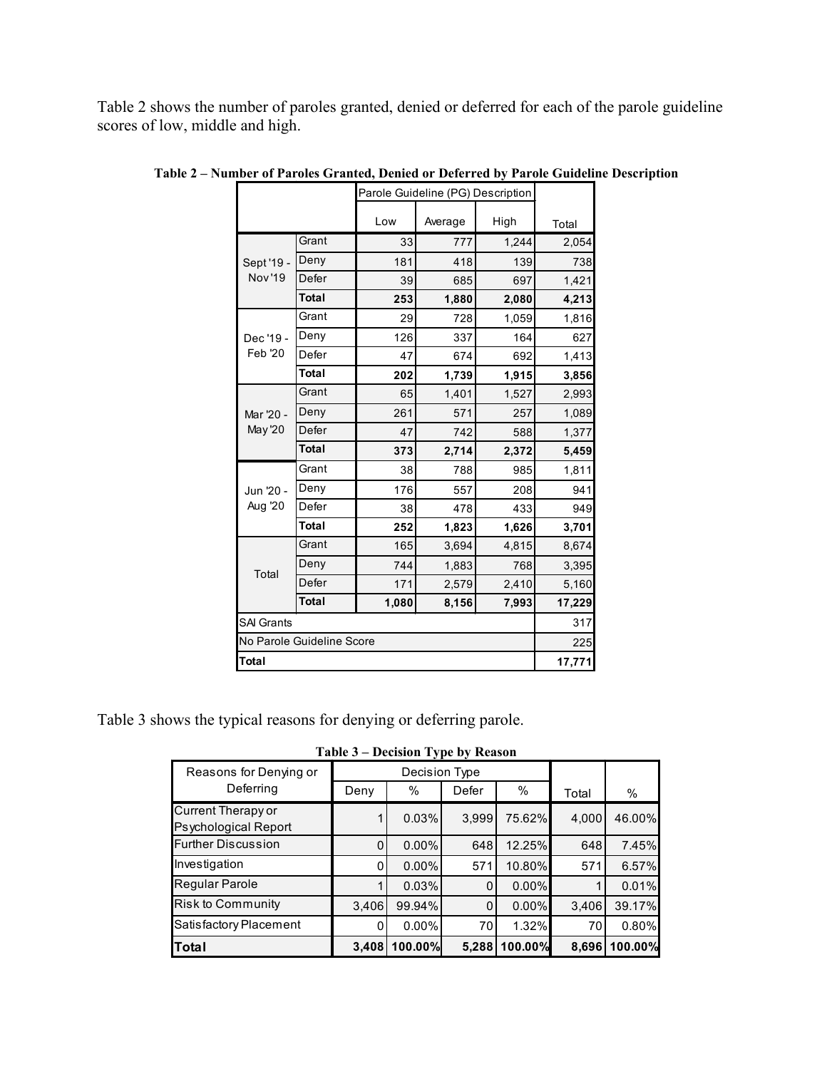Table 2 shows the number of paroles granted, denied or deferred for each of the parole guideline scores of low, middle and high.

**Table 2 – Number of Paroles Granted, Denied or Deferred by Parole Guideline Description**

| | | Parole Guideline (PG) Description | | | |
|---|---|---|---|---|---|
| | | Low | Average | High | Total |
| Sept '19 - Nov '19 | Grant | 33 | 777 | 1,244 | 2,054 |
| | Deny | 181 | 418 | 139 | 738 |
| | Defer | 39 | 685 | 697 | 1,421 |
| | **Total** | **253** | **1,880** | **2,080** | **4,213** |
| Dec '19 - Feb '20 | Grant | 29 | 728 | 1,059 | 1,816 |
| | Deny | 126 | 337 | 164 | 627 |
| | Defer | 47 | 674 | 692 | 1,413 |
| | **Total** | **202** | **1,739** | **1,915** | **3,856** |
| Mar '20 - May '20 | Grant | 65 | 1,401 | 1,527 | 2,993 |
| | Deny | 261 | 571 | 257 | 1,089 |
| | Defer | 47 | 742 | 588 | 1,377 |
| | **Total** | **373** | **2,714** | **2,372** | **5,459** |
| Jun '20 - Aug '20 | Grant | 38 | 788 | 985 | 1,811 |
| | Deny | 176 | 557 | 208 | 941 |
| | Defer | 38 | 478 | 433 | 949 |
| | **Total** | **252** | **1,823** | **1,626** | **3,701** |
| Total | Grant | 165 | 3,694 | 4,815 | 8,674 |
| | Deny | 744 | 1,883 | 768 | 3,395 |
| | Defer | 171 | 2,579 | 2,410 | 5,160 |
| | **Total** | **1,080** | **8,156** | **7,993** | **17,229** |
| SAI Grants | | | | | 317 |
| No Parole Guideline Score | | | | | 225 |
| **Total** | | | | | **17,771** |

Table 3 shows the typical reasons for denying or deferring parole.

**Table 3 – Decision Type by Reason**

| Reasons for Denying or Deferring | Decision Type | | | | Total | % |
|---|---|---|---|---|---|---|
| | Deny | % | Defer | % | | |
| Current Therapy or Psychological Report | 1 | 0.03% | 3,999 | 75.62% | 4,000 | 46.00% |
| Further Discussion | 0 | 0.00% | 648 | 12.25% | 648 | 7.45% |
| Investigation | 0 | 0.00% | 571 | 10.80% | 571 | 6.57% |
| Regular Parole | 1 | 0.03% | 0 | 0.00% | 1 | 0.01% |
| Risk to Community | 3,406 | 99.94% | 0 | 0.00% | 3,406 | 39.17% |
| Satisfactory Placement | 0 | 0.00% | 70 | 1.32% | 70 | 0.80% |
| **Total** | **3,408** | **100.00%** | **5,288** | **100.00%** | **8,696** | **100.00%** |